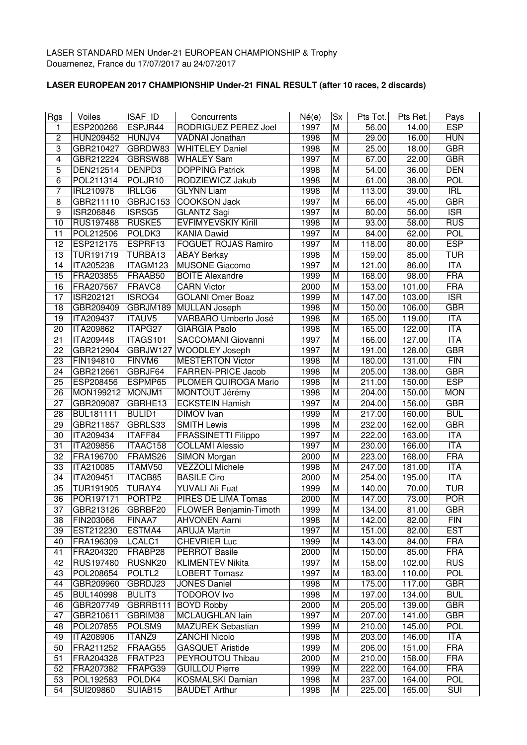LASER STANDARD MEN Under-21 EUROPEAN CHAMPIONSHIP & Trophy
Douarnenez, France du 17/07/2017 au 24/07/2017

**LASER EUROPEAN 2017 CHAMPIONSHIP Under-21 FINAL RESULT (after 10 races, 2 discards)**

| Rgs | Voiles | ISAF_ID | Concurrents | Né(e) | Sx | Pts Tot. | Pts Ret. | Pays |
|---|---|---|---|---|---|---|---|---|
| 1 | ESP200266 | ESPJR44 | RODRIGUEZ PEREZ Joel | 1997 | M | 56.00 | 14.00 | ESP |
| 2 | HUN209452 | HUNJV4 | VADNAI Jonathan | 1998 | M | 29.00 | 16.00 | HUN |
| 3 | GBR210427 | GBRDW83 | WHITELEY Daniel | 1998 | M | 25.00 | 18.00 | GBR |
| 4 | GBR212224 | GBRSW88 | WHALEY Sam | 1997 | M | 67.00 | 22.00 | GBR |
| 5 | DEN212514 | DENPD3 | DOPPING Patrick | 1998 | M | 54.00 | 36.00 | DEN |
| 6 | POL211314 | POLJR10 | RODZIEWICZ Jakub | 1998 | M | 61.00 | 38.00 | POL |
| 7 | IRL210978 | IRLLG6 | GLYNN Liam | 1998 | M | 113.00 | 39.00 | IRL |
| 8 | GBR211110 | GBRJC153 | COOKSON Jack | 1997 | M | 66.00 | 45.00 | GBR |
| 9 | ISR206846 | ISRSG5 | GLANTZ Sagi | 1997 | M | 80.00 | 56.00 | ISR |
| 10 | RUS197488 | RUSKE5 | EVFIMYEVSKIY Kirill | 1998 | M | 93.00 | 58.00 | RUS |
| 11 | POL212506 | POLDK3 | KANIA Dawid | 1997 | M | 84.00 | 62.00 | POL |
| 12 | ESP212175 | ESPRF13 | FOGUET ROJAS Ramiro | 1997 | M | 118.00 | 80.00 | ESP |
| 13 | TUR191719 | TURBA13 | ABAY Berkay | 1998 | M | 159.00 | 85.00 | TUR |
| 14 | ITA205238 | ITAGM123 | MUSONE Giacomo | 1997 | M | 121.00 | 86.00 | ITA |
| 15 | FRA203855 | FRAAB50 | BOITE Alexandre | 1999 | M | 168.00 | 98.00 | FRA |
| 16 | FRA207567 | FRAVC8 | CARN Victor | 2000 | M | 153.00 | 101.00 | FRA |
| 17 | ISR202121 | ISROG4 | GOLANI Omer Boaz | 1999 | M | 147.00 | 103.00 | ISR |
| 18 | GBR209409 | GBRJM189 | MULLAN Joseph | 1998 | M | 150.00 | 106.00 | GBR |
| 19 | ITA209437 | ITAUV5 | VARBARO Umberto José | 1998 | M | 165.00 | 119.00 | ITA |
| 20 | ITA209862 | ITAPG27 | GIARGIA Paolo | 1998 | M | 165.00 | 122.00 | ITA |
| 21 | ITA209448 | ITAGS101 | SACCOMANI Giovanni | 1997 | M | 166.00 | 127.00 | ITA |
| 22 | GBR212904 | GBRJW127 | WOODLEY Joseph | 1997 | M | 191.00 | 128.00 | GBR |
| 23 | FIN194810 | FINVM6 | MESTERTON Victor | 1998 | M | 180.00 | 131.00 | FIN |
| 24 | GBR212661 | GBRJF64 | FARREN-PRICE Jacob | 1998 | M | 205.00 | 138.00 | GBR |
| 25 | ESP208456 | ESPMP65 | PLOMER QUIROGA Mario | 1998 | M | 211.00 | 150.00 | ESP |
| 26 | MON199212 | MONJM1 | MONTOUT Jérémy | 1998 | M | 204.00 | 150.00 | MON |
| 27 | GBR209087 | GBRHE13 | ECKSTEIN Hamish | 1997 | M | 204.00 | 156.00 | GBR |
| 28 | BUL181111 | BULID1 | DIMOV Ivan | 1999 | M | 217.00 | 160.00 | BUL |
| 29 | GBR211857 | GBRLS33 | SMITH Lewis | 1998 | M | 232.00 | 162.00 | GBR |
| 30 | ITA209434 | ITAFF84 | FRASSINETTI Filippo | 1997 | M | 222.00 | 163.00 | ITA |
| 31 | ITA209856 | ITAAC158 | COLLAMI Alessio | 1997 | M | 230.00 | 166.00 | ITA |
| 32 | FRA196700 | FRAMS26 | SIMON Morgan | 2000 | M | 223.00 | 168.00 | FRA |
| 33 | ITA210085 | ITAMV50 | VEZZOLI Michele | 1998 | M | 247.00 | 181.00 | ITA |
| 34 | ITA209451 | ITACB85 | BASILE Ciro | 2000 | M | 254.00 | 195.00 | ITA |
| 35 | TUR191905 | TURAY4 | YUVALI Ali Fuat | 1999 | M | 140.00 | 70.00 | TUR |
| 36 | POR197171 | PORTP2 | PIRES DE LIMA Tomas | 2000 | M | 147.00 | 73.00 | POR |
| 37 | GBR213126 | GBRBF20 | FLOWER Benjamin-Timoth | 1999 | M | 134.00 | 81.00 | GBR |
| 38 | FIN203066 | FINAA7 | AHVONEN Aarni | 1998 | M | 142.00 | 82.00 | FIN |
| 39 | EST212230 | ESTMA4 | ARUJA Martin | 1997 | M | 151.00 | 82.00 | EST |
| 40 | FRA196309 | LCALC1 | CHEVRIER Luc | 1999 | M | 143.00 | 84.00 | FRA |
| 41 | FRA204320 | FRABP28 | PERROT Basile | 2000 | M | 150.00 | 85.00 | FRA |
| 42 | RUS197480 | RUSNK20 | KLIMENTEV Nikita | 1997 | M | 158.00 | 102.00 | RUS |
| 43 | POL208654 | POLTL2 | LOBERT Tomasz | 1997 | M | 183.00 | 110.00 | POL |
| 44 | GBR209960 | GBRDJ23 | JONES Daniel | 1998 | M | 175.00 | 117.00 | GBR |
| 45 | BUL140998 | BULIT3 | TODOROV Ivo | 1998 | M | 197.00 | 134.00 | BUL |
| 46 | GBR207749 | GBRRB111 | BOYD Robby | 2000 | M | 205.00 | 139.00 | GBR |
| 47 | GBR210611 | GBRIM38 | MCLAUGHLAN Iain | 1997 | M | 207.00 | 141.00 | GBR |
| 48 | POL207855 | POLSM9 | MAZUREK Sebastian | 1999 | M | 210.00 | 145.00 | POL |
| 49 | ITA208906 | ITANZ9 | ZANCHI Nicolo | 1998 | M | 203.00 | 146.00 | ITA |
| 50 | FRA211252 | FRAAG55 | GASQUET Aristide | 1999 | M | 206.00 | 151.00 | FRA |
| 51 | FRA204328 | FRATP23 | PEYROUTOU Thibau | 2000 | M | 210.00 | 158.00 | FRA |
| 52 | FRA207382 | FRAPG39 | GUILLOU Pierre | 1999 | M | 222.00 | 164.00 | FRA |
| 53 | POL192583 | POLDK4 | KOSMALSKI Damian | 1998 | M | 237.00 | 164.00 | POL |
| 54 | SUI209860 | SUIAB15 | BAUDET Arthur | 1998 | M | 225.00 | 165.00 | SUI |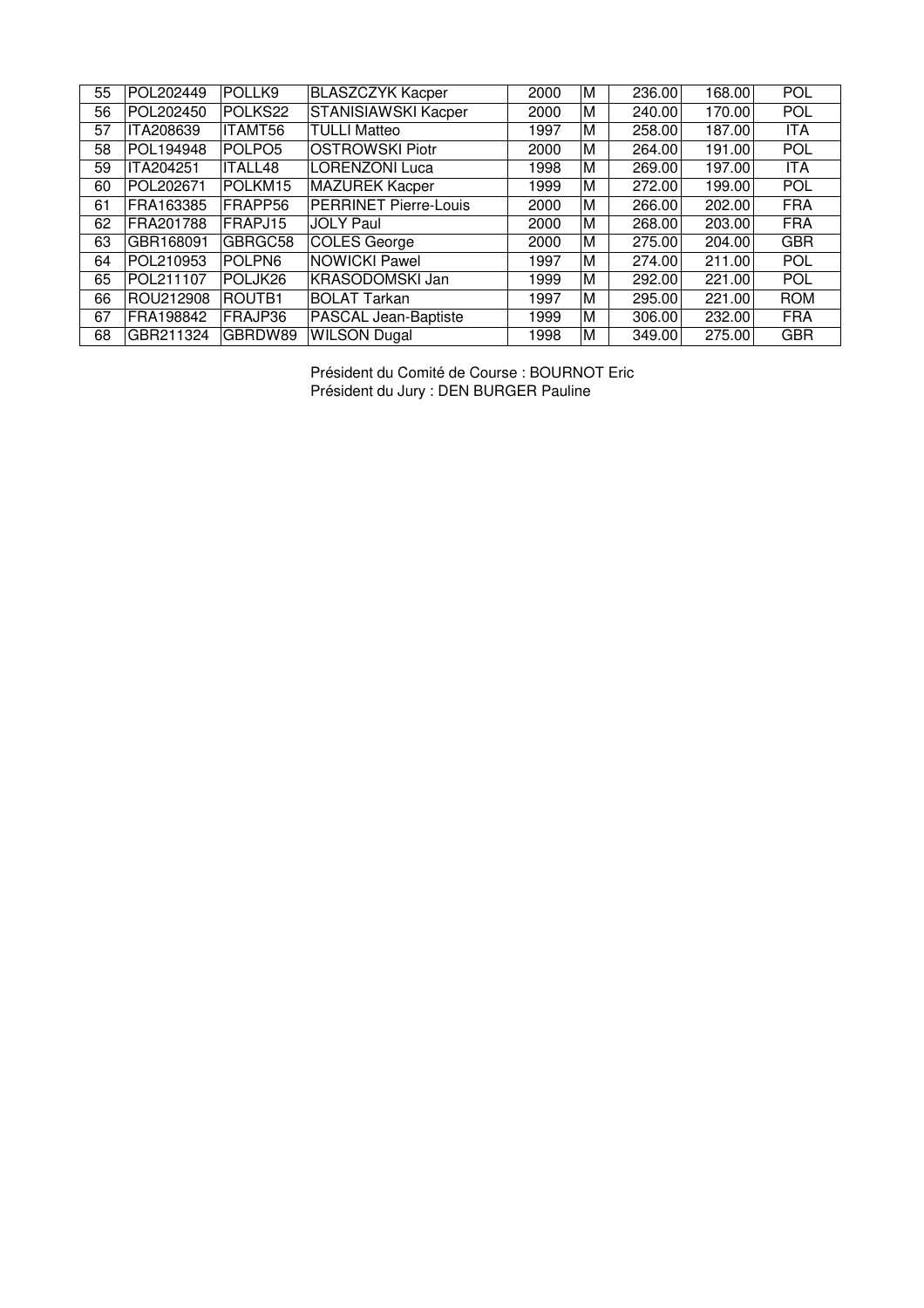| | | | | | | | | |
|---|---|---|---|---|---|---|---|---|
| 55 | POL202449 | POLLK9 | BLASZCZYK Kacper | 2000 | M | 236.00 | 168.00 | POL |
| 56 | POL202450 | POLKS22 | STANISIAWSKI Kacper | 2000 | M | 240.00 | 170.00 | POL |
| 57 | ITA208639 | ITAMT56 | TULLI Matteo | 1997 | M | 258.00 | 187.00 | ITA |
| 58 | POL194948 | POLPO5 | OSTROWSKI Piotr | 2000 | M | 264.00 | 191.00 | POL |
| 59 | ITA204251 | ITALL48 | LORENZONI Luca | 1998 | M | 269.00 | 197.00 | ITA |
| 60 | POL202671 | POLKM15 | MAZUREK Kacper | 1999 | M | 272.00 | 199.00 | POL |
| 61 | FRA163385 | FRAPP56 | PERRINET Pierre-Louis | 2000 | M | 266.00 | 202.00 | FRA |
| 62 | FRA201788 | FRAPJ15 | JOLY Paul | 2000 | M | 268.00 | 203.00 | FRA |
| 63 | GBR168091 | GBRGC58 | COLES George | 2000 | M | 275.00 | 204.00 | GBR |
| 64 | POL210953 | POLPN6 | NOWICKI Pawel | 1997 | M | 274.00 | 211.00 | POL |
| 65 | POL211107 | POLJK26 | KRASODOMSKI Jan | 1999 | M | 292.00 | 221.00 | POL |
| 66 | ROU212908 | ROUTB1 | BOLAT Tarkan | 1997 | M | 295.00 | 221.00 | ROM |
| 67 | FRA198842 | FRAJP36 | PASCAL Jean-Baptiste | 1999 | M | 306.00 | 232.00 | FRA |
| 68 | GBR211324 | GBRDW89 | WILSON Dugal | 1998 | M | 349.00 | 275.00 | GBR |

Président du Comité de Course : BOURNOT Eric
Président du Jury : DEN BURGER Pauline